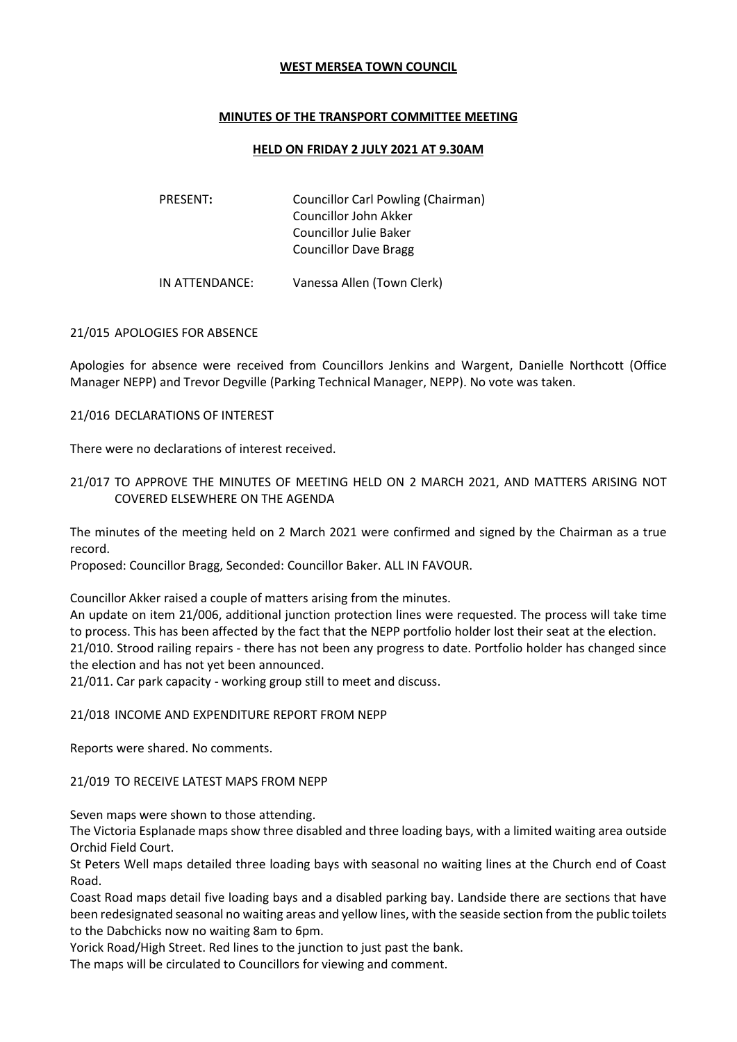**WEST MERSEA TOWN COUNCIL**

**MINUTES OF THE TRANSPORT COMMITTEE MEETING**

**HELD ON FRIDAY 2 JULY 2021 AT 9.30AM**

PRESENT**:** Councillor Carl Powling (Chairman)
Councillor John Akker
Councillor Julie Baker
Councillor Dave Bragg

IN ATTENDANCE: Vanessa Allen (Town Clerk)

21/015 APOLOGIES FOR ABSENCE

Apologies for absence were received from Councillors Jenkins and Wargent, Danielle Northcott (Office Manager NEPP) and Trevor Degville (Parking Technical Manager, NEPP). No vote was taken.

21/016 DECLARATIONS OF INTEREST

There were no declarations of interest received.

21/017 TO APPROVE THE MINUTES OF MEETING HELD ON 2 MARCH 2021, AND MATTERS ARISING NOT COVERED ELSEWHERE ON THE AGENDA

The minutes of the meeting held on 2 March 2021 were confirmed and signed by the Chairman as a true record.
Proposed: Councillor Bragg, Seconded: Councillor Baker. ALL IN FAVOUR.

Councillor Akker raised a couple of matters arising from the minutes.
An update on item 21/006, additional junction protection lines were requested. The process will take time to process. This has been affected by the fact that the NEPP portfolio holder lost their seat at the election.
21/010. Strood railing repairs - there has not been any progress to date. Portfolio holder has changed since the election and has not yet been announced.
21/011. Car park capacity - working group still to meet and discuss.

21/018 INCOME AND EXPENDITURE REPORT FROM NEPP

Reports were shared. No comments.

21/019 TO RECEIVE LATEST MAPS FROM NEPP

Seven maps were shown to those attending.
The Victoria Esplanade maps show three disabled and three loading bays, with a limited waiting area outside Orchid Field Court.
St Peters Well maps detailed three loading bays with seasonal no waiting lines at the Church end of Coast Road.
Coast Road maps detail five loading bays and a disabled parking bay. Landside there are sections that have been redesignated seasonal no waiting areas and yellow lines, with the seaside section from the public toilets to the Dabchicks now no waiting 8am to 6pm.
Yorick Road/High Street. Red lines to the junction to just past the bank.
The maps will be circulated to Councillors for viewing and comment.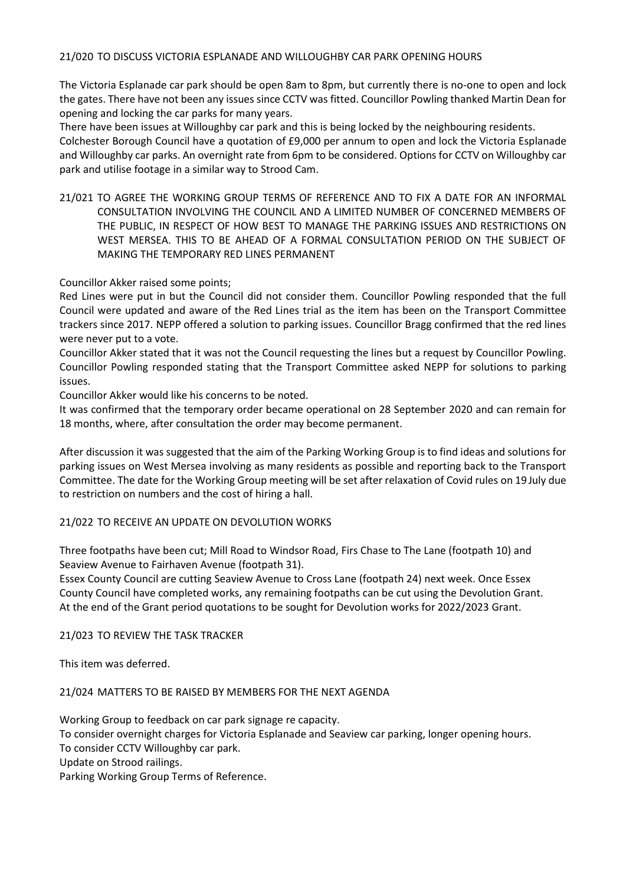## 21/020 TO DISCUSS VICTORIA ESPLANADE AND WILLOUGHBY CAR PARK OPENING HOURS

The Victoria Esplanade car park should be open 8am to 8pm, but currently there is no-one to open and lock the gates. There have not been any issues since CCTV was fitted. Councillor Powling thanked Martin Dean for opening and locking the car parks for many years.

There have been issues at Willoughby car park and this is being locked by the neighbouring residents.

Colchester Borough Council have a quotation of £9,000 per annum to open and lock the Victoria Esplanade and Willoughby car parks. An overnight rate from 6pm to be considered. Options for CCTV on Willoughby car park and utilise footage in a similar way to Strood Cam.

## 21/021 TO AGREE THE WORKING GROUP TERMS OF REFERENCE AND TO FIX A DATE FOR AN INFORMAL CONSULTATION INVOLVING THE COUNCIL AND A LIMITED NUMBER OF CONCERNED MEMBERS OF THE PUBLIC, IN RESPECT OF HOW BEST TO MANAGE THE PARKING ISSUES AND RESTRICTIONS ON WEST MERSEA. THIS TO BE AHEAD OF A FORMAL CONSULTATION PERIOD ON THE SUBJECT OF MAKING THE TEMPORARY RED LINES PERMANENT

Councillor Akker raised some points;

Red Lines were put in but the Council did not consider them. Councillor Powling responded that the full Council were updated and aware of the Red Lines trial as the item has been on the Transport Committee trackers since 2017. NEPP offered a solution to parking issues. Councillor Bragg confirmed that the red lines were never put to a vote.

Councillor Akker stated that it was not the Council requesting the lines but a request by Councillor Powling. Councillor Powling responded stating that the Transport Committee asked NEPP for solutions to parking issues.

Councillor Akker would like his concerns to be noted.

It was confirmed that the temporary order became operational on 28 September 2020 and can remain for 18 months, where, after consultation the order may become permanent.

After discussion it was suggested that the aim of the Parking Working Group is to find ideas and solutions for parking issues on West Mersea involving as many residents as possible and reporting back to the Transport Committee. The date for the Working Group meeting will be set after relaxation of Covid rules on 19 July due to restriction on numbers and the cost of hiring a hall.

## 21/022 TO RECEIVE AN UPDATE ON DEVOLUTION WORKS

Three footpaths have been cut; Mill Road to Windsor Road, Firs Chase to The Lane (footpath 10) and Seaview Avenue to Fairhaven Avenue (footpath 31).

Essex County Council are cutting Seaview Avenue to Cross Lane (footpath 24) next week. Once Essex County Council have completed works, any remaining footpaths can be cut using the Devolution Grant.

At the end of the Grant period quotations to be sought for Devolution works for 2022/2023 Grant.

## 21/023 TO REVIEW THE TASK TRACKER

This item was deferred.

## 21/024 MATTERS TO BE RAISED BY MEMBERS FOR THE NEXT AGENDA

Working Group to feedback on car park signage re capacity.

To consider overnight charges for Victoria Esplanade and Seaview car parking, longer opening hours.

To consider CCTV Willoughby car park.

Update on Strood railings.

Parking Working Group Terms of Reference.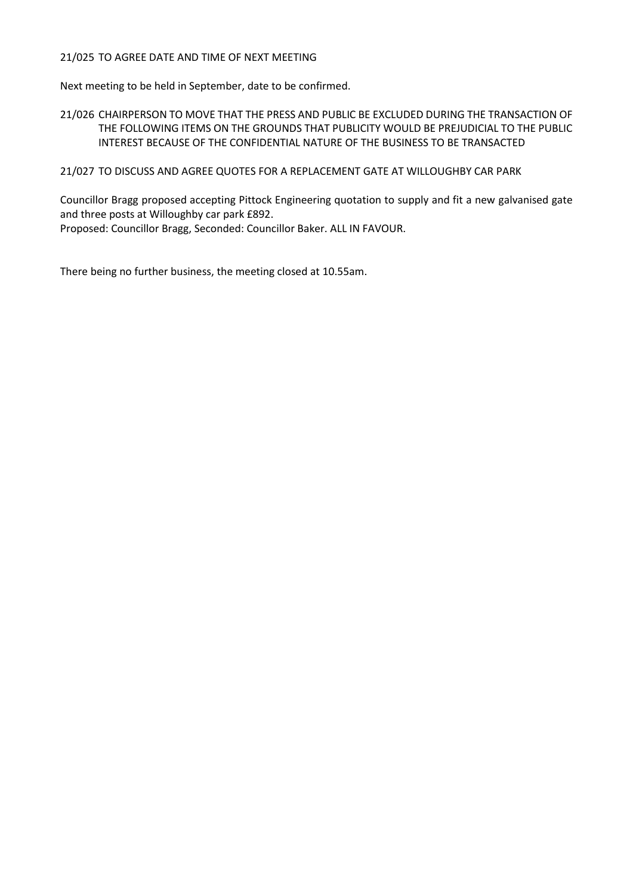21/025 TO AGREE DATE AND TIME OF NEXT MEETING

Next meeting to be held in September, date to be confirmed.

21/026 CHAIRPERSON TO MOVE THAT THE PRESS AND PUBLIC BE EXCLUDED DURING THE TRANSACTION OF THE FOLLOWING ITEMS ON THE GROUNDS THAT PUBLICITY WOULD BE PREJUDICIAL TO THE PUBLIC INTEREST BECAUSE OF THE CONFIDENTIAL NATURE OF THE BUSINESS TO BE TRANSACTED

21/027 TO DISCUSS AND AGREE QUOTES FOR A REPLACEMENT GATE AT WILLOUGHBY CAR PARK

Councillor Bragg proposed accepting Pittock Engineering quotation to supply and fit a new galvanised gate and three posts at Willoughby car park £892.
Proposed: Councillor Bragg, Seconded: Councillor Baker. ALL IN FAVOUR.

There being no further business, the meeting closed at 10.55am.